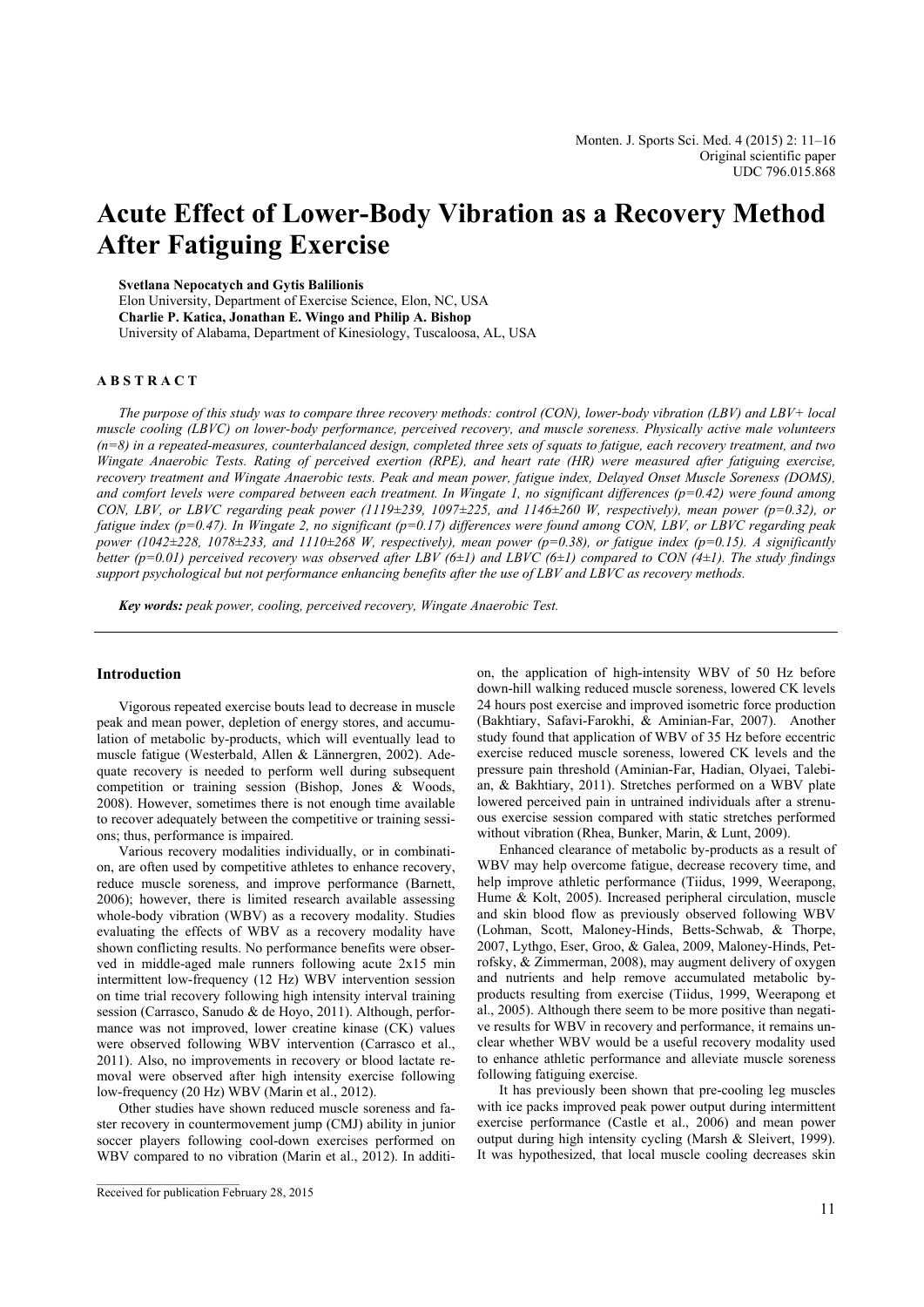# Acute Effect of Lower-Body Vibration as a Recovery Method After Fatiguing Exercise

**Svetlana Nepocatych and Gytis Balilionis**
Elon University, Department of Exercise Science, Elon, NC, USA
**Charlie P. Katica, Jonathan E. Wingo and Philip A. Bishop**
University of Alabama, Department of Kinesiology, Tuscaloosa, AL, USA

## ABSTRACT

*The purpose of this study was to compare three recovery methods: control (CON), lower-body vibration (LBV) and LBV+ local muscle cooling (LBVC) on lower-body performance, perceived recovery, and muscle soreness. Physically active male volunteers (n=8) in a repeated-measures, counterbalanced design, completed three sets of squats to fatigue, each recovery treatment, and two Wingate Anaerobic Tests. Rating of perceived exertion (RPE), and heart rate (HR) were measured after fatiguing exercise, recovery treatment and Wingate Anaerobic tests. Peak and mean power, fatigue index, Delayed Onset Muscle Soreness (DOMS), and comfort levels were compared between each treatment. In Wingate 1, no significant differences (p=0.42) were found among CON, LBV, or LBVC regarding peak power (1119±239, 1097±225, and 1146±260 W, respectively), mean power (p=0.32), or fatigue index (p=0.47). In Wingate 2, no significant (p=0.17) differences were found among CON, LBV, or LBVC regarding peak power (1042±228, 1078±233, and 1110±268 W, respectively), mean power (p=0.38), or fatigue index (p=0.15). A significantly better (p=0.01) perceived recovery was observed after LBV (6±1) and LBVC (6±1) compared to CON (4±1). The study findings support psychological but not performance enhancing benefits after the use of LBV and LBVC as recovery methods.*

***Key words:*** *peak power, cooling, perceived recovery, Wingate Anaerobic Test.*

## Introduction

Vigorous repeated exercise bouts lead to decrease in muscle peak and mean power, depletion of energy stores, and accumulation of metabolic by-products, which will eventually lead to muscle fatigue (Westerbald, Allen & Lännergren, 2002). Adequate recovery is needed to perform well during subsequent competition or training session (Bishop, Jones & Woods, 2008). However, sometimes there is not enough time available to recover adequately between the competitive or training sessions; thus, performance is impaired.

Various recovery modalities individually, or in combination, are often used by competitive athletes to enhance recovery, reduce muscle soreness, and improve performance (Barnett, 2006); however, there is limited research available assessing whole-body vibration (WBV) as a recovery modality. Studies evaluating the effects of WBV as a recovery modality have shown conflicting results. No performance benefits were observed in middle-aged male runners following acute 2x15 min intermittent low-frequency (12 Hz) WBV intervention session on time trial recovery following high intensity interval training session (Carrasco, Sanudo & de Hoyo, 2011). Although, performance was not improved, lower creatine kinase (CK) values were observed following WBV intervention (Carrasco et al., 2011). Also, no improvements in recovery or blood lactate removal were observed after high intensity exercise following low-frequency (20 Hz) WBV (Marin et al., 2012).

Other studies have shown reduced muscle soreness and faster recovery in countermovement jump (CMJ) ability in junior soccer players following cool-down exercises performed on WBV compared to no vibration (Marin et al., 2012). In addition, the application of high-intensity WBV of 50 Hz before down-hill walking reduced muscle soreness, lowered CK levels 24 hours post exercise and improved isometric force production (Bakhtiary, Safavi-Farokhi, & Aminian-Far, 2007). Another study found that application of WBV of 35 Hz before eccentric exercise reduced muscle soreness, lowered CK levels and the pressure pain threshold (Aminian-Far, Hadian, Olyaei, Talebian, & Bakhtiary, 2011). Stretches performed on a WBV plate lowered perceived pain in untrained individuals after a strenuous exercise session compared with static stretches performed without vibration (Rhea, Bunker, Marin, & Lunt, 2009).

Enhanced clearance of metabolic by-products as a result of WBV may help overcome fatigue, decrease recovery time, and help improve athletic performance (Tiidus, 1999, Weerapong, Hume & Kolt, 2005). Increased peripheral circulation, muscle and skin blood flow as previously observed following WBV (Lohman, Scott, Maloney-Hinds, Betts-Schwab, & Thorpe, 2007, Lythgo, Eser, Groo, & Galea, 2009, Maloney-Hinds, Petrofsky, & Zimmerman, 2008), may augment delivery of oxygen and nutrients and help remove accumulated metabolic by-products resulting from exercise (Tiidus, 1999, Weerapong et al., 2005). Although there seem to be more positive than negative results for WBV in recovery and performance, it remains unclear whether WBV would be a useful recovery modality used to enhance athletic performance and alleviate muscle soreness following fatiguing exercise.

It has previously been shown that pre-cooling leg muscles with ice packs improved peak power output during intermittent exercise performance (Castle et al., 2006) and mean power output during high intensity cycling (Marsh & Sleivert, 1999). It was hypothesized, that local muscle cooling decreases skin

Received for publication February 28, 2015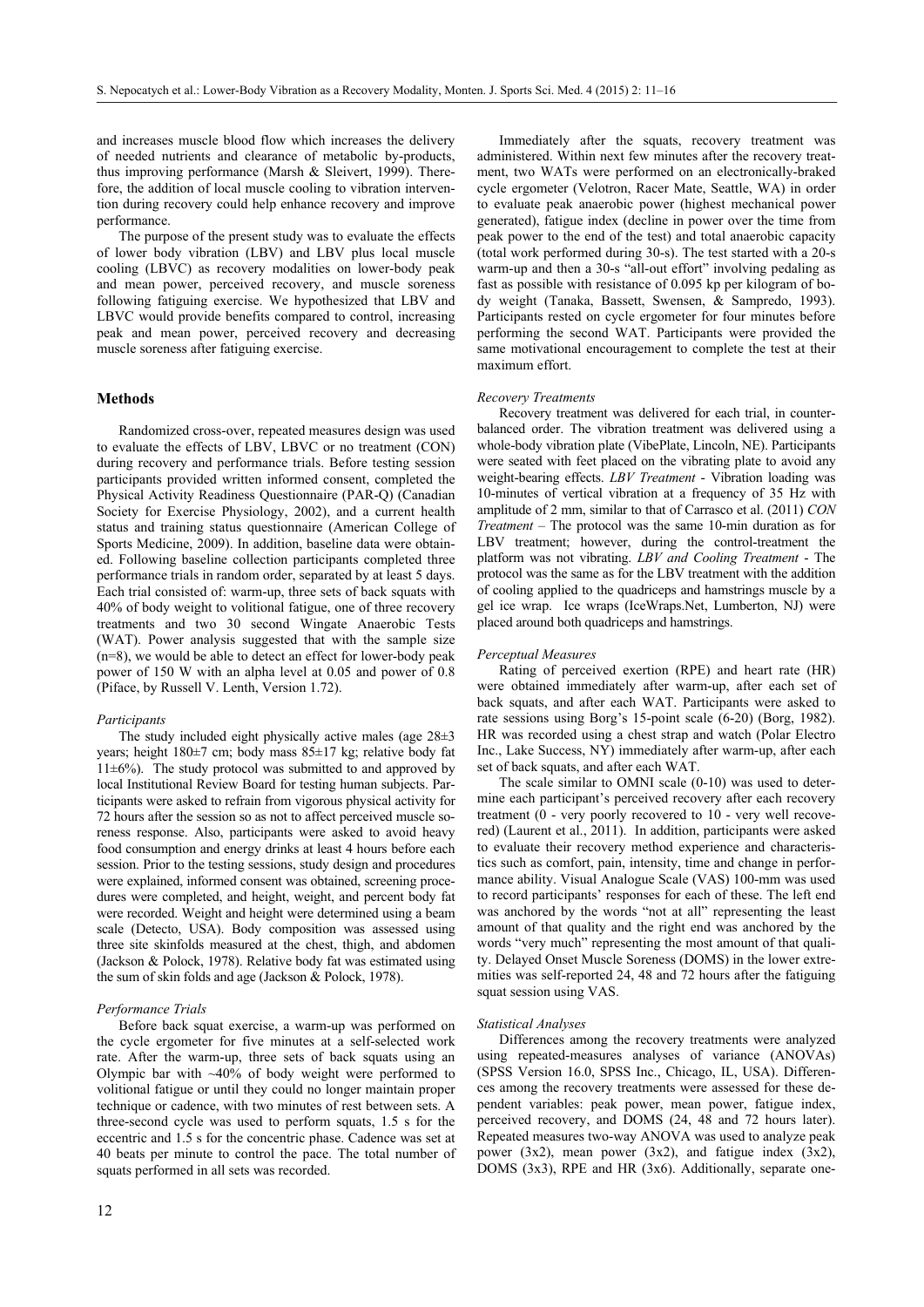and increases muscle blood flow which increases the delivery of needed nutrients and clearance of metabolic by-products, thus improving performance (Marsh & Sleivert, 1999). Therefore, the addition of local muscle cooling to vibration intervention during recovery could help enhance recovery and improve performance.

The purpose of the present study was to evaluate the effects of lower body vibration (LBV) and LBV plus local muscle cooling (LBVC) as recovery modalities on lower-body peak and mean power, perceived recovery, and muscle soreness following fatiguing exercise. We hypothesized that LBV and LBVC would provide benefits compared to control, increasing peak and mean power, perceived recovery and decreasing muscle soreness after fatiguing exercise.

## Methods

Randomized cross-over, repeated measures design was used to evaluate the effects of LBV, LBVC or no treatment (CON) during recovery and performance trials. Before testing session participants provided written informed consent, completed the Physical Activity Readiness Questionnaire (PAR-Q) (Canadian Society for Exercise Physiology, 2002), and a current health status and training status questionnaire (American College of Sports Medicine, 2009). In addition, baseline data were obtained. Following baseline collection participants completed three performance trials in random order, separated by at least 5 days. Each trial consisted of: warm-up, three sets of back squats with 40% of body weight to volitional fatigue, one of three recovery treatments and two 30 second Wingate Anaerobic Tests (WAT). Power analysis suggested that with the sample size (n=8), we would be able to detect an effect for lower-body peak power of 150 W with an alpha level at 0.05 and power of 0.8 (Piface, by Russell V. Lenth, Version 1.72).

### *Participants*

The study included eight physically active males (age 28±3 years; height 180±7 cm; body mass 85±17 kg; relative body fat 11±6%). The study protocol was submitted to and approved by local Institutional Review Board for testing human subjects. Participants were asked to refrain from vigorous physical activity for 72 hours after the session so as not to affect perceived muscle soreness response. Also, participants were asked to avoid heavy food consumption and energy drinks at least 4 hours before each session. Prior to the testing sessions, study design and procedures were explained, informed consent was obtained, screening procedures were completed, and height, weight, and percent body fat were recorded. Weight and height were determined using a beam scale (Detecto, USA). Body composition was assessed using three site skinfolds measured at the chest, thigh, and abdomen (Jackson & Polock, 1978). Relative body fat was estimated using the sum of skin folds and age (Jackson & Polock, 1978).

### *Performance Trials*

Before back squat exercise, a warm-up was performed on the cycle ergometer for five minutes at a self-selected work rate. After the warm-up, three sets of back squats using an Olympic bar with ~40% of body weight were performed to volitional fatigue or until they could no longer maintain proper technique or cadence, with two minutes of rest between sets. A three-second cycle was used to perform squats, 1.5 s for the eccentric and 1.5 s for the concentric phase. Cadence was set at 40 beats per minute to control the pace. The total number of squats performed in all sets was recorded.

Immediately after the squats, recovery treatment was administered. Within next few minutes after the recovery treatment, two WATs were performed on an electronically-braked cycle ergometer (Velotron, Racer Mate, Seattle, WA) in order to evaluate peak anaerobic power (highest mechanical power generated), fatigue index (decline in power over the time from peak power to the end of the test) and total anaerobic capacity (total work performed during 30-s). The test started with a 20-s warm-up and then a 30-s "all-out effort" involving pedaling as fast as possible with resistance of 0.095 kp per kilogram of body weight (Tanaka, Bassett, Swensen, & Sampredo, 1993). Participants rested on cycle ergometer for four minutes before performing the second WAT. Participants were provided the same motivational encouragement to complete the test at their maximum effort.

### *Recovery Treatments*

Recovery treatment was delivered for each trial, in counterbalanced order. The vibration treatment was delivered using a whole-body vibration plate (VibePlate, Lincoln, NE). Participants were seated with feet placed on the vibrating plate to avoid any weight-bearing effects. *LBV Treatment* - Vibration loading was 10-minutes of vertical vibration at a frequency of 35 Hz with amplitude of 2 mm, similar to that of Carrasco et al. (2011) *CON Treatment* – The protocol was the same 10-min duration as for LBV treatment; however, during the control-treatment the platform was not vibrating. *LBV and Cooling Treatment* - The protocol was the same as for the LBV treatment with the addition of cooling applied to the quadriceps and hamstrings muscle by a gel ice wrap. Ice wraps (IceWraps.Net, Lumberton, NJ) were placed around both quadriceps and hamstrings.

### *Perceptual Measures*

Rating of perceived exertion (RPE) and heart rate (HR) were obtained immediately after warm-up, after each set of back squats, and after each WAT. Participants were asked to rate sessions using Borg's 15-point scale (6-20) (Borg, 1982). HR was recorded using a chest strap and watch (Polar Electro Inc., Lake Success, NY) immediately after warm-up, after each set of back squats, and after each WAT.

The scale similar to OMNI scale (0-10) was used to determine each participant's perceived recovery after each recovery treatment (0 - very poorly recovered to 10 - very well recovered) (Laurent et al., 2011). In addition, participants were asked to evaluate their recovery method experience and characteristics such as comfort, pain, intensity, time and change in performance ability. Visual Analogue Scale (VAS) 100-mm was used to record participants' responses for each of these. The left end was anchored by the words "not at all" representing the least amount of that quality and the right end was anchored by the words "very much" representing the most amount of that quality. Delayed Onset Muscle Soreness (DOMS) in the lower extremities was self-reported 24, 48 and 72 hours after the fatiguing squat session using VAS.

### *Statistical Analyses*

Differences among the recovery treatments were analyzed using repeated-measures analyses of variance (ANOVAs) (SPSS Version 16.0, SPSS Inc., Chicago, IL, USA). Differences among the recovery treatments were assessed for these dependent variables: peak power, mean power, fatigue index, perceived recovery, and DOMS (24, 48 and 72 hours later). Repeated measures two-way ANOVA was used to analyze peak power (3x2), mean power (3x2), and fatigue index (3x2), DOMS (3x3), RPE and HR (3x6). Additionally, separate one-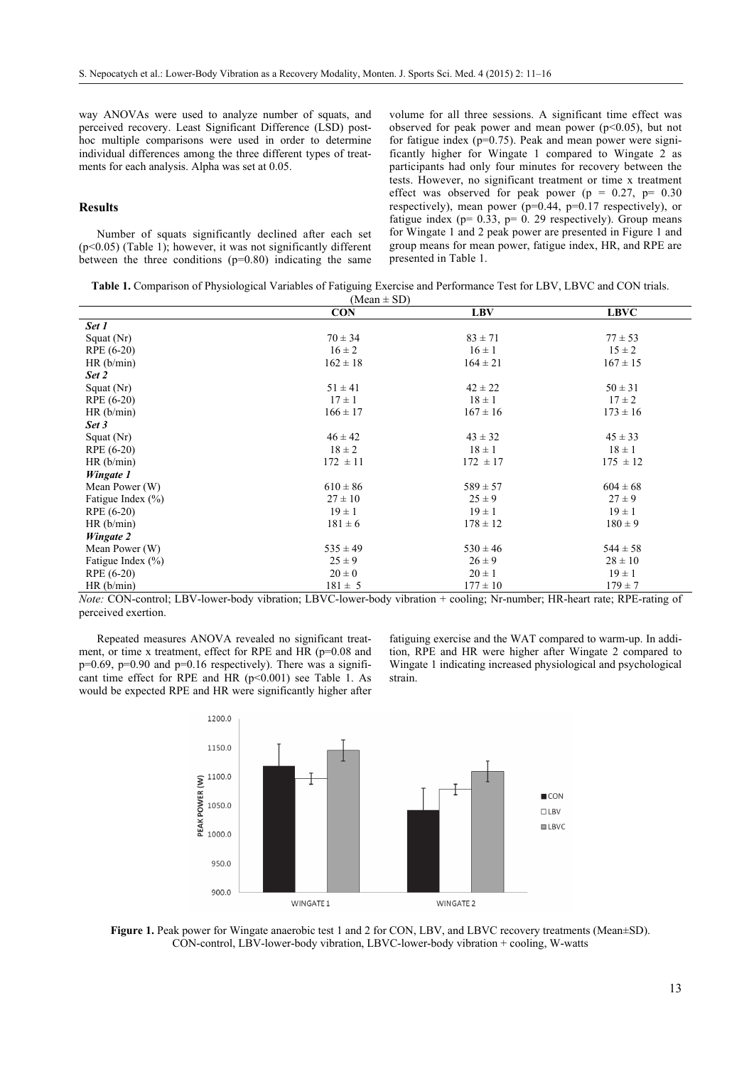way ANOVAs were used to analyze number of squats, and perceived recovery. Least Significant Difference (LSD) post-hoc multiple comparisons were used in order to determine individual differences among the three different types of treatments for each analysis. Alpha was set at 0.05.

## Results

Number of squats significantly declined after each set ($p<0.05$) (Table 1); however, it was not significantly different between the three conditions ($p=0.80$) indicating the same volume for all three sessions. A significant time effect was observed for peak power and mean power ($p<0.05$), but not for fatigue index ($p=0.75$). Peak and mean power were significantly higher for Wingate 1 compared to Wingate 2 as participants had only four minutes for recovery between the tests. However, no significant treatment or time x treatment effect was observed for peak power ($p = 0.27$, $p= 0.30$ respectively), mean power ($p=0.44$, $p=0.17$ respectively), or fatigue index ($p= 0.33$, $p= 0.29$ respectively). Group means for Wingate 1 and 2 peak power are presented in Figure 1 and group means for mean power, fatigue index, HR, and RPE are presented in Table 1.

**Table 1.** Comparison of Physiological Variables of Fatiguing Exercise and Performance Test for LBV, LBVC and CON trials. (Mean ± SD)

| | CON | LBV | LBVC |
|---|---|---|---|
| ***Set 1*** | | | |
| Squat (Nr) | 70 ± 34 | 83 ± 71 | 77 ± 53 |
| RPE (6-20) | 16 ± 2 | 16 ± 1 | 15 ± 2 |
| HR (b/min) | 162 ± 18 | 164 ± 21 | 167 ± 15 |
| ***Set 2*** | | | |
| Squat (Nr) | 51 ± 41 | 42 ± 22 | 50 ± 31 |
| RPE (6-20) | 17 ± 1 | 18 ± 1 | 17 ± 2 |
| HR (b/min) | 166 ± 17 | 167 ± 16 | 173 ± 16 |
| ***Set 3*** | | | |
| Squat (Nr) | 46 ± 42 | 43 ± 32 | 45 ± 33 |
| RPE (6-20) | 18 ± 2 | 18 ± 1 | 18 ± 1 |
| HR (b/min) | 172 ± 11 | 172 ± 17 | 175 ± 12 |
| ***Wingate 1*** | | | |
| Mean Power (W) | 610 ± 86 | 589 ± 57 | 604 ± 68 |
| Fatigue Index (%) | 27 ± 10 | 25 ± 9 | 27 ± 9 |
| RPE (6-20) | 19 ± 1 | 19 ± 1 | 19 ± 1 |
| HR (b/min) | 181 ± 6 | 178 ± 12 | 180 ± 9 |
| ***Wingate 2*** | | | |
| Mean Power (W) | 535 ± 49 | 530 ± 46 | 544 ± 58 |
| Fatigue Index (%) | 25 ± 9 | 26 ± 9 | 28 ± 10 |
| RPE (6-20) | 20 ± 0 | 20 ± 1 | 19 ± 1 |
| HR (b/min) | 181 ± 5 | 177 ± 10 | 179 ± 7 |

*Note:* CON-control; LBV-lower-body vibration; LBVC-lower-body vibration + cooling; Nr-number; HR-heart rate; RPE-rating of perceived exertion.

Repeated measures ANOVA revealed no significant treatment, or time x treatment, effect for RPE and HR ($p=0.08$ and $p=0.69$, $p=0.90$ and $p=0.16$ respectively). There was a significant time effect for RPE and HR ($p<0.001$) see Table 1. As would be expected RPE and HR were significantly higher after fatiguing exercise and the WAT compared to warm-up. In addition, RPE and HR were higher after Wingate 2 compared to Wingate 1 indicating increased physiological and psychological strain.

PEAK POWER (W)
1200.0
1150.0
1100.0
1050.0
1000.0
950.0
900.0
WINGATE 1
WINGATE 2
CON
LBV
LBVC

**Figure 1.** Peak power for Wingate anaerobic test 1 and 2 for CON, LBV, and LBVC recovery treatments (Mean±SD). CON-control, LBV-lower-body vibration, LBVC-lower-body vibration + cooling, W-watts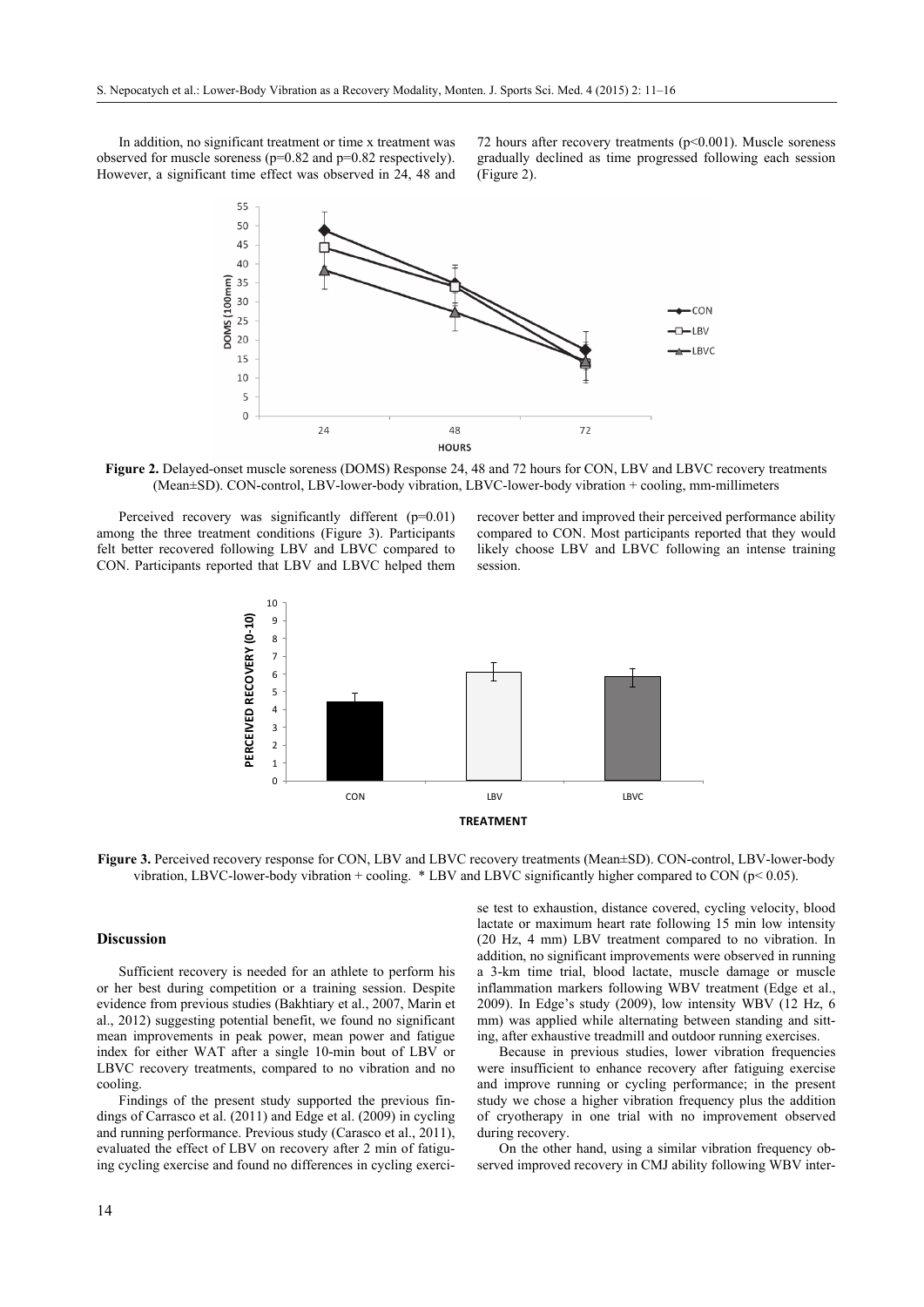In addition, no significant treatment or time x treatment was observed for muscle soreness ($p=0.82$ and $p=0.82$ respectively). However, a significant time effect was observed in 24, 48 and 72 hours after recovery treatments ($p<0.001$). Muscle soreness gradually declined as time progressed following each session (Figure 2).

DOMS (100mm)
0
5
10
15
20
25
30
35
40
45
50
55
24
48
72
HOURS
CON
LBV
LBVC

**Figure 2.** Delayed-onset muscle soreness (DOMS) Response 24, 48 and 72 hours for CON, LBV and LBVC recovery treatments (Mean±SD). CON-control, LBV-lower-body vibration, LBVC-lower-body vibration + cooling, mm-millimeters

Perceived recovery was significantly different ($p=0.01$) among the three treatment conditions (Figure 3). Participants felt better recovered following LBV and LBVC compared to CON. Participants reported that LBV and LBVC helped them recover better and improved their perceived performance ability compared to CON. Most participants reported that they would likely choose LBV and LBVC following an intense training session.

PERCEIVED RECOVERY (0-10)
0
1
2
3
4
5
6
7
8
9
10
CON
LBV
LBVC
TREATMENT

**Figure 3.** Perceived recovery response for CON, LBV and LBVC recovery treatments (Mean±SD). CON-control, LBV-lower-body vibration, LBVC-lower-body vibration + cooling. * LBV and LBVC significantly higher compared to CON ($p< 0.05$).

## Discussion

Sufficient recovery is needed for an athlete to perform his or her best during competition or a training session. Despite evidence from previous studies (Bakhtiary et al., 2007, Marin et al., 2012) suggesting potential benefit, we found no significant mean improvements in peak power, mean power and fatigue index for either WAT after a single 10-min bout of LBV or LBVC recovery treatments, compared to no vibration and no cooling.

Findings of the present study supported the previous findings of Carrasco et al. (2011) and Edge et al. (2009) in cycling and running performance. Previous study (Carasco et al., 2011), evaluated the effect of LBV on recovery after 2 min of fatiguing cycling exercise and found no differences in cycling exercise test to exhaustion, distance covered, cycling velocity, blood lactate or maximum heart rate following 15 min low intensity (20 Hz, 4 mm) LBV treatment compared to no vibration. In addition, no significant improvements were observed in running a 3-km time trial, blood lactate, muscle damage or muscle inflammation markers following WBV treatment (Edge et al., 2009). In Edge's study (2009), low intensity WBV (12 Hz, 6 mm) was applied while alternating between standing and sitting, after exhaustive treadmill and outdoor running exercises.

Because in previous studies, lower vibration frequencies were insufficient to enhance recovery after fatiguing exercise and improve running or cycling performance; in the present study we chose a higher vibration frequency plus the addition of cryotherapy in one trial with no improvement observed during recovery.

On the other hand, using a similar vibration frequency observed improved recovery in CMJ ability following WBV inter-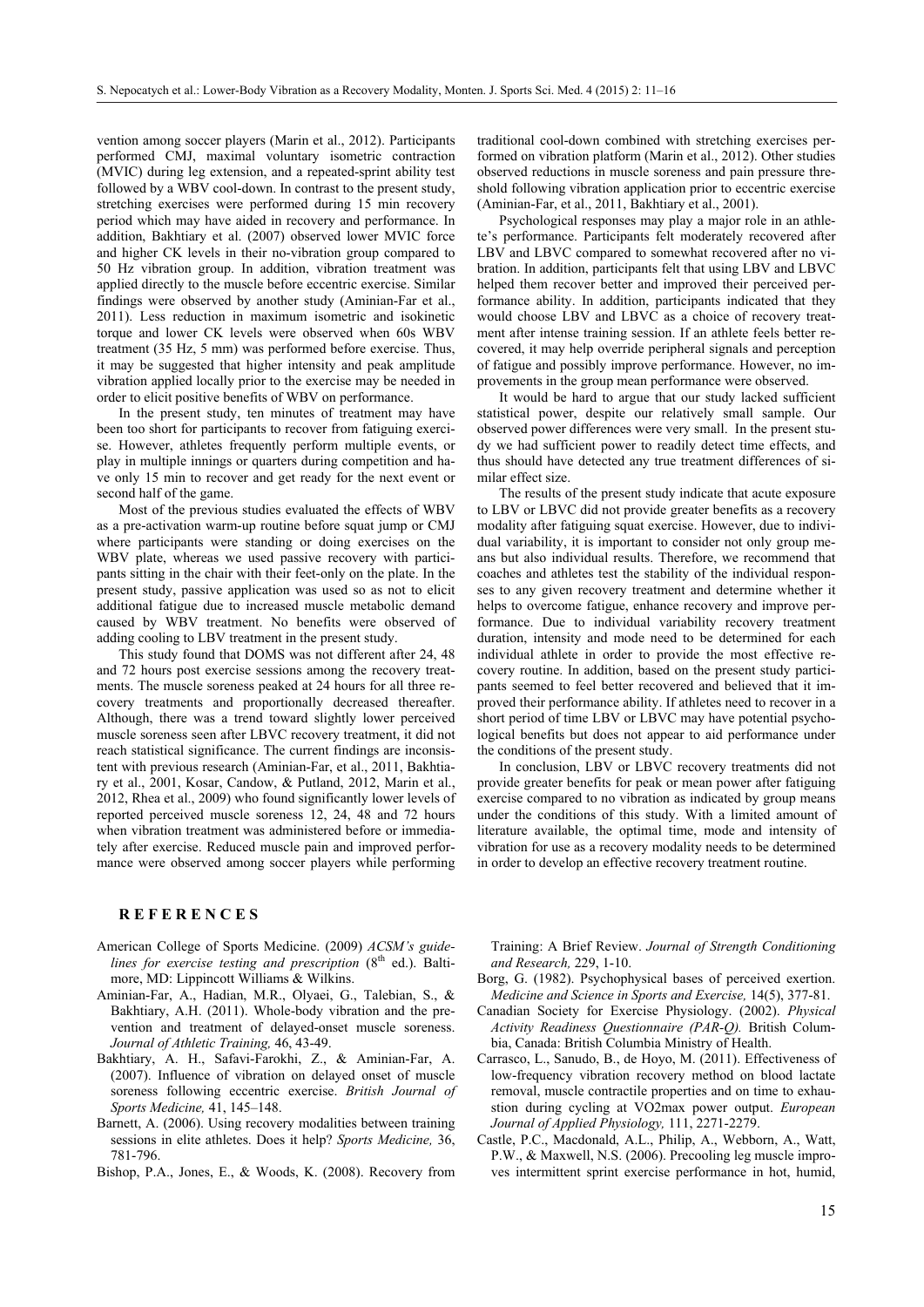vention among soccer players (Marin et al., 2012). Participants performed CMJ, maximal voluntary isometric contraction (MVIC) during leg extension, and a repeated-sprint ability test followed by a WBV cool-down. In contrast to the present study, stretching exercises were performed during 15 min recovery period which may have aided in recovery and performance. In addition, Bakhtiary et al. (2007) observed lower MVIC force and higher CK levels in their no-vibration group compared to 50 Hz vibration group. In addition, vibration treatment was applied directly to the muscle before eccentric exercise. Similar findings were observed by another study (Aminian-Far et al., 2011). Less reduction in maximum isometric and isokinetic torque and lower CK levels were observed when 60s WBV treatment (35 Hz, 5 mm) was performed before exercise. Thus, it may be suggested that higher intensity and peak amplitude vibration applied locally prior to the exercise may be needed in order to elicit positive benefits of WBV on performance.

In the present study, ten minutes of treatment may have been too short for participants to recover from fatiguing exercise. However, athletes frequently perform multiple events, or play in multiple innings or quarters during competition and have only 15 min to recover and get ready for the next event or second half of the game.

Most of the previous studies evaluated the effects of WBV as a pre-activation warm-up routine before squat jump or CMJ where participants were standing or doing exercises on the WBV plate, whereas we used passive recovery with participants sitting in the chair with their feet-only on the plate. In the present study, passive application was used so as not to elicit additional fatigue due to increased muscle metabolic demand caused by WBV treatment. No benefits were observed of adding cooling to LBV treatment in the present study.

This study found that DOMS was not different after 24, 48 and 72 hours post exercise sessions among the recovery treatments. The muscle soreness peaked at 24 hours for all three recovery treatments and proportionally decreased thereafter. Although, there was a trend toward slightly lower perceived muscle soreness seen after LBVC recovery treatment, it did not reach statistical significance. The current findings are inconsistent with previous research (Aminian-Far, et al., 2011, Bakhtiary et al., 2001, Kosar, Candow, & Putland, 2012, Marin et al., 2012, Rhea et al., 2009) who found significantly lower levels of reported perceived muscle soreness 12, 24, 48 and 72 hours when vibration treatment was administered before or immediately after exercise. Reduced muscle pain and improved performance were observed among soccer players while performing traditional cool-down combined with stretching exercises performed on vibration platform (Marin et al., 2012). Other studies observed reductions in muscle soreness and pain pressure threshold following vibration application prior to eccentric exercise (Aminian-Far, et al., 2011, Bakhtiary et al., 2001).

Psychological responses may play a major role in an athlete's performance. Participants felt moderately recovered after LBV and LBVC compared to somewhat recovered after no vibration. In addition, participants felt that using LBV and LBVC helped them recover better and improved their perceived performance ability. In addition, participants indicated that they would choose LBV and LBVC as a choice of recovery treatment after intense training session. If an athlete feels better recovered, it may help override peripheral signals and perception of fatigue and possibly improve performance. However, no improvements in the group mean performance were observed.

It would be hard to argue that our study lacked sufficient statistical power, despite our relatively small sample. Our observed power differences were very small. In the present study we had sufficient power to readily detect time effects, and thus should have detected any true treatment differences of similar effect size.

The results of the present study indicate that acute exposure to LBV or LBVC did not provide greater benefits as a recovery modality after fatiguing squat exercise. However, due to individual variability, it is important to consider not only group means but also individual results. Therefore, we recommend that coaches and athletes test the stability of the individual responses to any given recovery treatment and determine whether it helps to overcome fatigue, enhance recovery and improve performance. Due to individual variability recovery treatment duration, intensity and mode need to be determined for each individual athlete in order to provide the most effective recovery routine. In addition, based on the present study participants seemed to feel better recovered and believed that it improved their performance ability. If athletes need to recover in a short period of time LBV or LBVC may have potential psychological benefits but does not appear to aid performance under the conditions of the present study.

In conclusion, LBV or LBVC recovery treatments did not provide greater benefits for peak or mean power after fatiguing exercise compared to no vibration as indicated by group means under the conditions of this study. With a limited amount of literature available, the optimal time, mode and intensity of vibration for use as a recovery modality needs to be determined in order to develop an effective recovery treatment routine.

## REFERENCES

American College of Sports Medicine. (2009) *ACSM's guidelines for exercise testing and prescription* (8th ed.). Baltimore, MD: Lippincott Williams & Wilkins.

Aminian-Far, A., Hadian, M.R., Olyaei, G., Talebian, S., & Bakhtiary, A.H. (2011). Whole-body vibration and the prevention and treatment of delayed-onset muscle soreness. *Journal of Athletic Training,* 46, 43-49.

Bakhtiary, A. H., Safavi-Farokhi, Z., & Aminian-Far, A. (2007). Influence of vibration on delayed onset of muscle soreness following eccentric exercise. *British Journal of Sports Medicine,* 41, 145–148.

Barnett, A. (2006). Using recovery modalities between training sessions in elite athletes. Does it help? *Sports Medicine,* 36, 781-796.

Bishop, P.A., Jones, E., & Woods, K. (2008). Recovery from Training: A Brief Review. *Journal of Strength Conditioning and Research,* 229, 1-10.

Borg, G. (1982). Psychophysical bases of perceived exertion. *Medicine and Science in Sports and Exercise,* 14(5), 377-81.

Canadian Society for Exercise Physiology. (2002). *Physical Activity Readiness Questionnaire (PAR-Q).* British Columbia, Canada: British Columbia Ministry of Health.

Carrasco, L., Sanudo, B., de Hoyo, M. (2011). Effectiveness of low-frequency vibration recovery method on blood lactate removal, muscle contractile properties and on time to exhaustion during cycling at VO2max power output. *European Journal of Applied Physiology,* 111, 2271-2279.

Castle, P.C., Macdonald, A.L., Philip, A., Webborn, A., Watt, P.W., & Maxwell, N.S. (2006). Precooling leg muscle improves intermittent sprint exercise performance in hot, humid,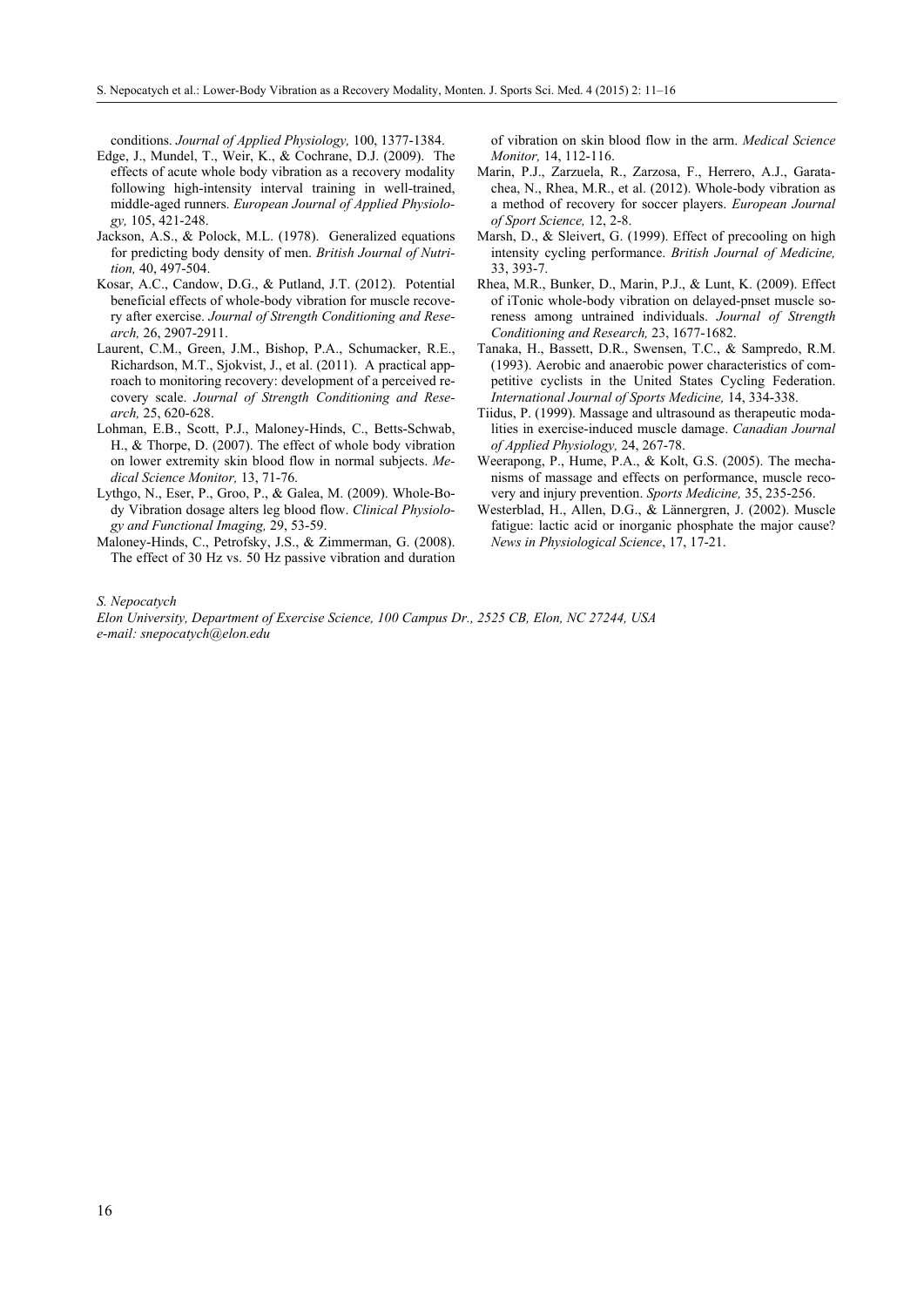conditions. *Journal of Applied Physiology,* 100, 1377-1384.

Edge, J., Mundel, T., Weir, K., & Cochrane, D.J. (2009). The effects of acute whole body vibration as a recovery modality following high-intensity interval training in well-trained, middle-aged runners. *European Journal of Applied Physiology,* 105, 421-248.

Jackson, A.S., & Polock, M.L. (1978). Generalized equations for predicting body density of men. *British Journal of Nutrition,* 40, 497-504.

Kosar, A.C., Candow, D.G., & Putland, J.T. (2012). Potential beneficial effects of whole-body vibration for muscle recovery after exercise. *Journal of Strength Conditioning and Research,* 26, 2907-2911.

Laurent, C.M., Green, J.M., Bishop, P.A., Schumacker, R.E., Richardson, M.T., Sjokvist, J., et al. (2011). A practical approach to monitoring recovery: development of a perceived recovery scale. *Journal of Strength Conditioning and Research,* 25, 620-628.

Lohman, E.B., Scott, P.J., Maloney-Hinds, C., Betts-Schwab, H., & Thorpe, D. (2007). The effect of whole body vibration on lower extremity skin blood flow in normal subjects. *Medical Science Monitor,* 13, 71-76.

Lythgo, N., Eser, P., Groo, P., & Galea, M. (2009). Whole-Body Vibration dosage alters leg blood flow. *Clinical Physiology and Functional Imaging,* 29, 53-59.

Maloney-Hinds, C., Petrofsky, J.S., & Zimmerman, G. (2008). The effect of 30 Hz vs. 50 Hz passive vibration and duration of vibration on skin blood flow in the arm. *Medical Science Monitor,* 14, 112-116.

Marin, P.J., Zarzuela, R., Zarzosa, F., Herrero, A.J., Garatachea, N., Rhea, M.R., et al. (2012). Whole-body vibration as a method of recovery for soccer players. *European Journal of Sport Science,* 12, 2-8.

Marsh, D., & Sleivert, G. (1999). Effect of precooling on high intensity cycling performance. *British Journal of Medicine,* 33, 393-7.

Rhea, M.R., Bunker, D., Marin, P.J., & Lunt, K. (2009). Effect of iTonic whole-body vibration on delayed-pnset muscle soreness among untrained individuals. *Journal of Strength Conditioning and Research,* 23, 1677-1682.

Tanaka, H., Bassett, D.R., Swensen, T.C., & Sampredo, R.M. (1993). Aerobic and anaerobic power characteristics of competitive cyclists in the United States Cycling Federation. *International Journal of Sports Medicine,* 14, 334-338.

Tiidus, P. (1999). Massage and ultrasound as therapeutic modalities in exercise-induced muscle damage. *Canadian Journal of Applied Physiology,* 24, 267-78.

Weerapong, P., Hume, P.A., & Kolt, G.S. (2005). The mechanisms of massage and effects on performance, muscle recovery and injury prevention. *Sports Medicine,* 35, 235-256.

Westerblad, H., Allen, D.G., & Lännergren, J. (2002). Muscle fatigue: lactic acid or inorganic phosphate the major cause? *News in Physiological Science*, 17, 17-21.

*S. Nepocatych*

*Elon University, Department of Exercise Science, 100 Campus Dr., 2525 CB, Elon, NC 27244, USA*

*e-mail: snepocatych@elon.edu*